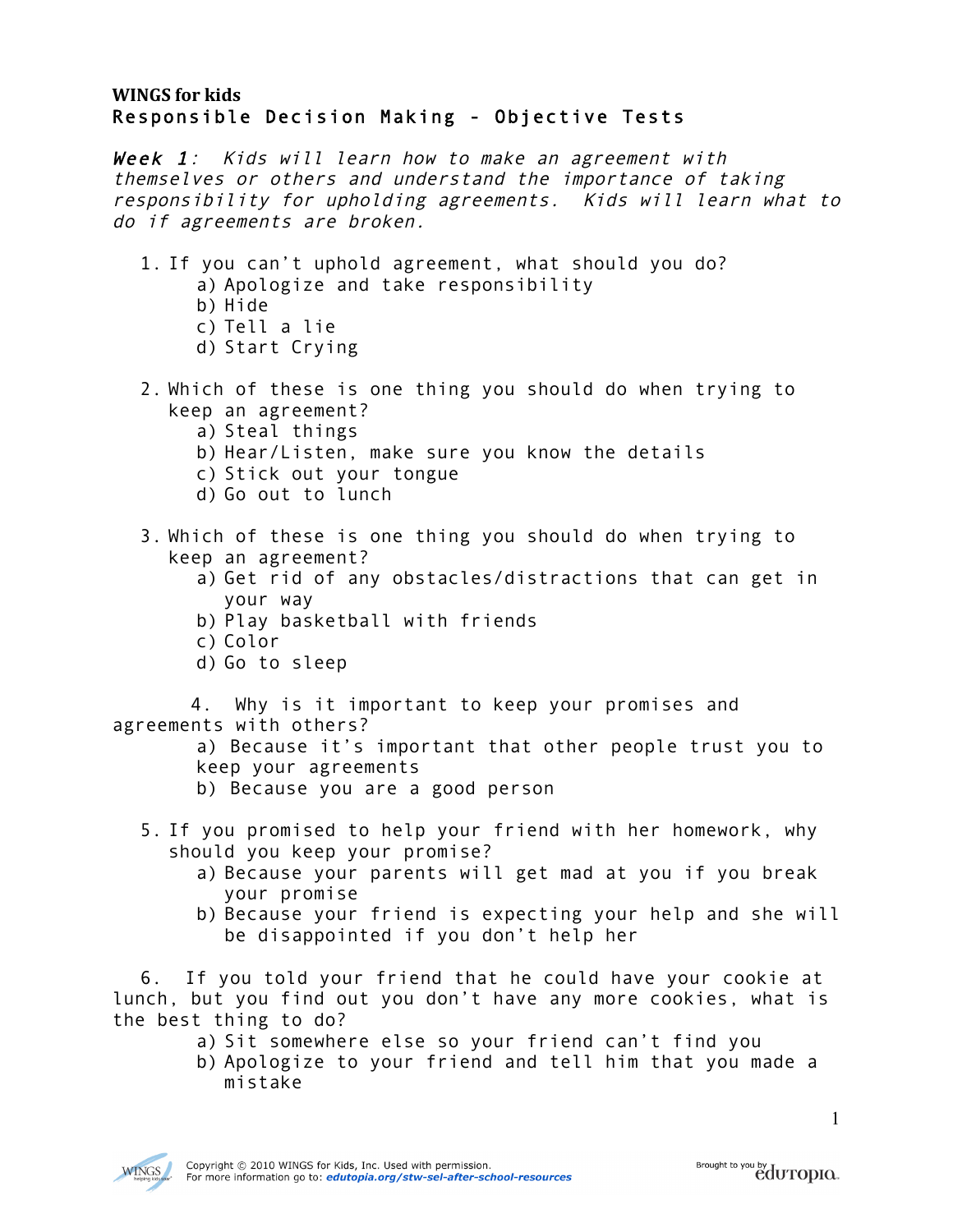**WINGS for kids**
**Responsible Decision Making - Objective Tests**

***Week 1**: Kids will learn how to make an agreement with themselves or others and understand the importance of taking responsibility for upholding agreements. Kids will learn what to do if agreements are broken.*

1. If you can't uphold agreement, what should you do?
   a) Apologize and take responsibility
   b) Hide
   c) Tell a lie
   d) Start Crying

2. Which of these is one thing you should do when trying to keep an agreement?
   a) Steal things
   b) Hear/Listen, make sure you know the details
   c) Stick out your tongue
   d) Go out to lunch

3. Which of these is one thing you should do when trying to keep an agreement?
   a) Get rid of any obstacles/distractions that can get in your way
   b) Play basketball with friends
   c) Color
   d) Go to sleep

4. Why is it important to keep your promises and agreements with others?
   a) Because it's important that other people trust you to keep your agreements
   b) Because you are a good person

5. If you promised to help your friend with her homework, why should you keep your promise?
   a) Because your parents will get mad at you if you break your promise
   b) Because your friend is expecting your help and she will be disappointed if you don't help her

6. If you told your friend that he could have your cookie at lunch, but you find out you don't have any more cookies, what is the best thing to do?
   a) Sit somewhere else so your friend can't find you
   b) Apologize to your friend and tell him that you made a mistake

Copyright © 2010 WINGS for Kids, Inc. Used with permission.
For more information go to: *edutopia.org/stw-sel-after-school-resources*

Brought to you by edutopia.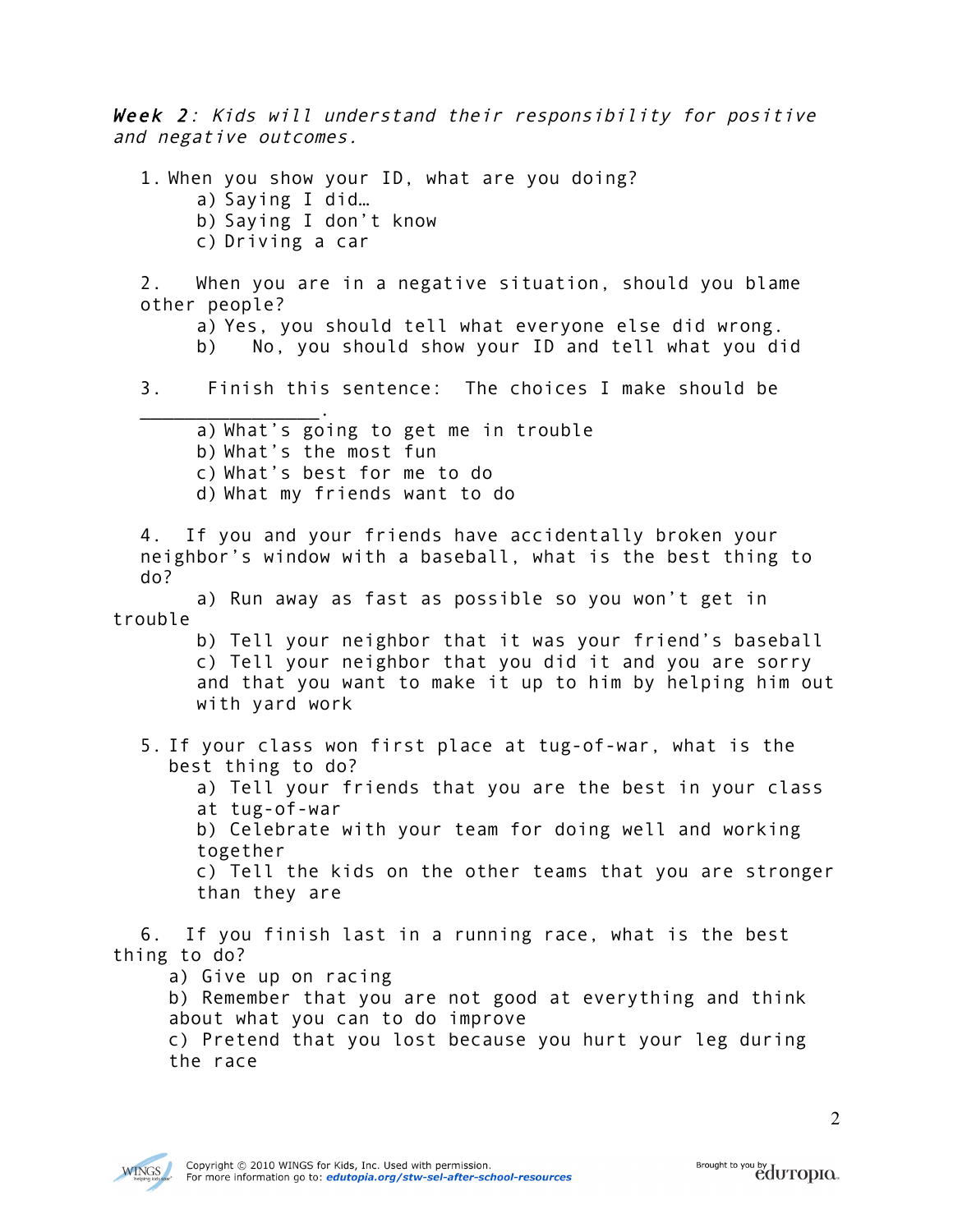***Week 2**: Kids will understand their responsibility for positive and negative outcomes.*

1. When you show your ID, what are you doing?
   a) Saying I did…
   b) Saying I don't know
   c) Driving a car

2. When you are in a negative situation, should you blame other people?
   a) Yes, you should tell what everyone else did wrong.
   b) No, you should show your ID and tell what you did

3. Finish this sentence: The choices I make should be \_\_\_\_\_\_\_\_\_\_\_\_\_\_\_\_.
   a) What's going to get me in trouble
   b) What's the most fun
   c) What's best for me to do
   d) What my friends want to do

4. If you and your friends have accidentally broken your neighbor's window with a baseball, what is the best thing to do?
   a) Run away as fast as possible so you won't get in trouble
   b) Tell your neighbor that it was your friend's baseball
   c) Tell your neighbor that you did it and you are sorry and that you want to make it up to him by helping him out with yard work

5. If your class won first place at tug-of-war, what is the best thing to do?
   a) Tell your friends that you are the best in your class at tug-of-war
   b) Celebrate with your team for doing well and working together
   c) Tell the kids on the other teams that you are stronger than they are

6. If you finish last in a running race, what is the best thing to do?
   a) Give up on racing
   b) Remember that you are not good at everything and think about what you can to do improve
   c) Pretend that you lost because you hurt your leg during the race

Copyright © 2010 WINGS for Kids, Inc. Used with permission.
For more information go to: ***edutopia.org/stw-sel-after-school-resources***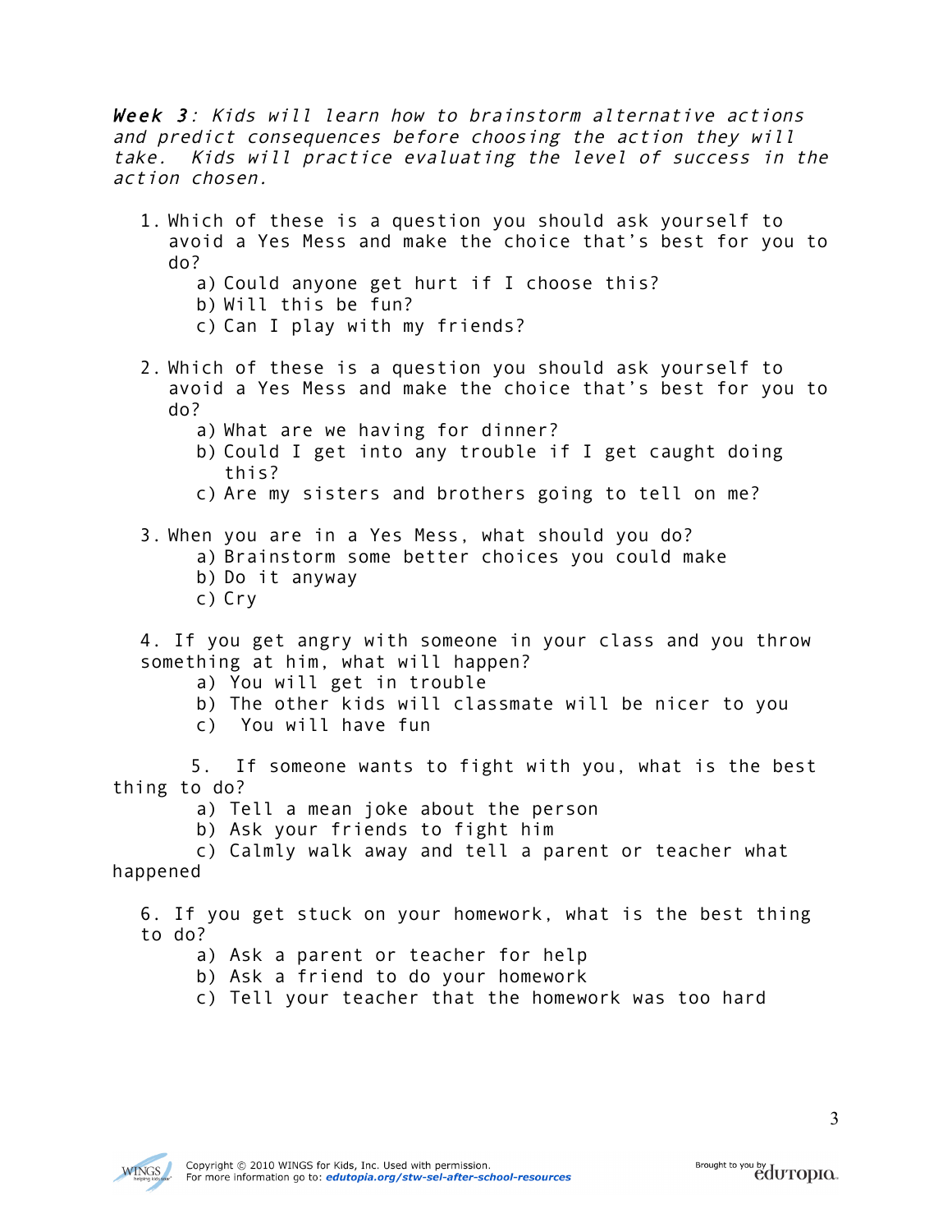***Week 3**: Kids will learn how to brainstorm alternative actions and predict consequences before choosing the action they will take. Kids will practice evaluating the level of success in the action chosen.*

1. Which of these is a question you should ask yourself to avoid a Yes Mess and make the choice that's best for you to do?
   a) Could anyone get hurt if I choose this?
   b) Will this be fun?
   c) Can I play with my friends?

2. Which of these is a question you should ask yourself to avoid a Yes Mess and make the choice that's best for you to do?
   a) What are we having for dinner?
   b) Could I get into any trouble if I get caught doing this?
   c) Are my sisters and brothers going to tell on me?

3. When you are in a Yes Mess, what should you do?
   a) Brainstorm some better choices you could make
   b) Do it anyway
   c) Cry

4. If you get angry with someone in your class and you throw something at him, what will happen?
   a) You will get in trouble
   b) The other kids will classmate will be nicer to you
   c) You will have fun

5. If someone wants to fight with you, what is the best thing to do?
   a) Tell a mean joke about the person
   b) Ask your friends to fight him
   c) Calmly walk away and tell a parent or teacher what happened

6. If you get stuck on your homework, what is the best thing to do?
   a) Ask a parent or teacher for help
   b) Ask a friend to do your homework
   c) Tell your teacher that the homework was too hard

Copyright © 2010 WINGS for Kids, Inc. Used with permission.
For more information go to: ***edutopia.org/stw-sel-after-school-resources***

Brought to you by edutopia.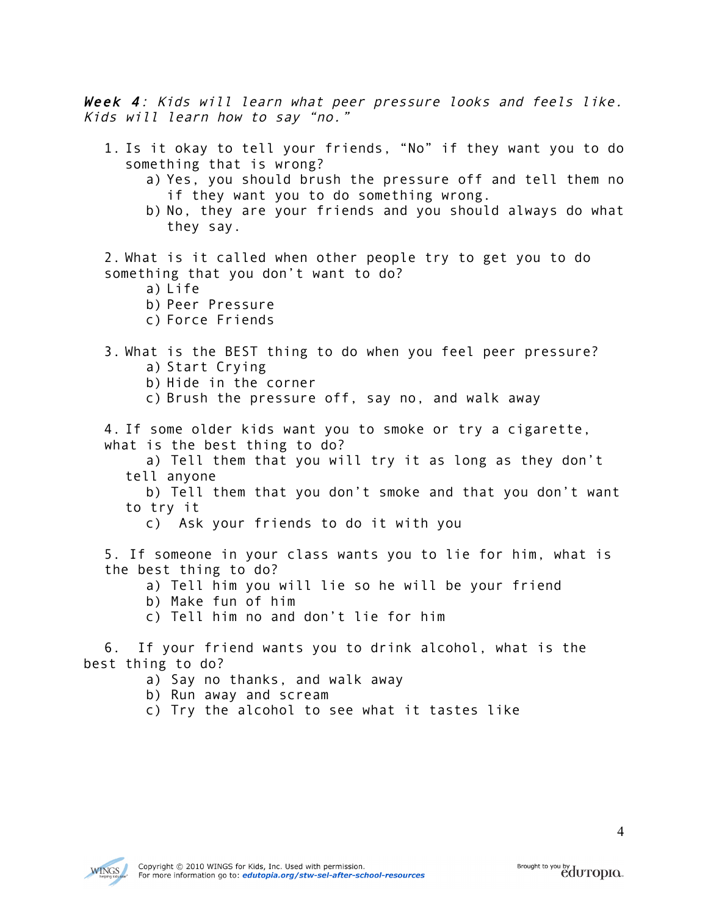***Week 4****: Kids will learn what peer pressure looks and feels like. Kids will learn how to say "no."*

1. Is it okay to tell your friends, "No" if they want you to do something that is wrong?
   a) Yes, you should brush the pressure off and tell them no if they want you to do something wrong.
   b) No, they are your friends and you should always do what they say.

2. What is it called when other people try to get you to do something that you don't want to do?
   a) Life
   b) Peer Pressure
   c) Force Friends

3. What is the BEST thing to do when you feel peer pressure?
   a) Start Crying
   b) Hide in the corner
   c) Brush the pressure off, say no, and walk away

4. If some older kids want you to smoke or try a cigarette, what is the best thing to do?
   a) Tell them that you will try it as long as they don't tell anyone
   b) Tell them that you don't smoke and that you don't want to try it
   c) Ask your friends to do it with you

5. If someone in your class wants you to lie for him, what is the best thing to do?
   a) Tell him you will lie so he will be your friend
   b) Make fun of him
   c) Tell him no and don't lie for him

6. If your friend wants you to drink alcohol, what is the best thing to do?
   a) Say no thanks, and walk away
   b) Run away and scream
   c) Try the alcohol to see what it tastes like

Copyright © 2010 WINGS for Kids, Inc. Used with permission.
For more information go to: ***edutopia.org/stw-sel-after-school-resources***

Brought to you by edutopia.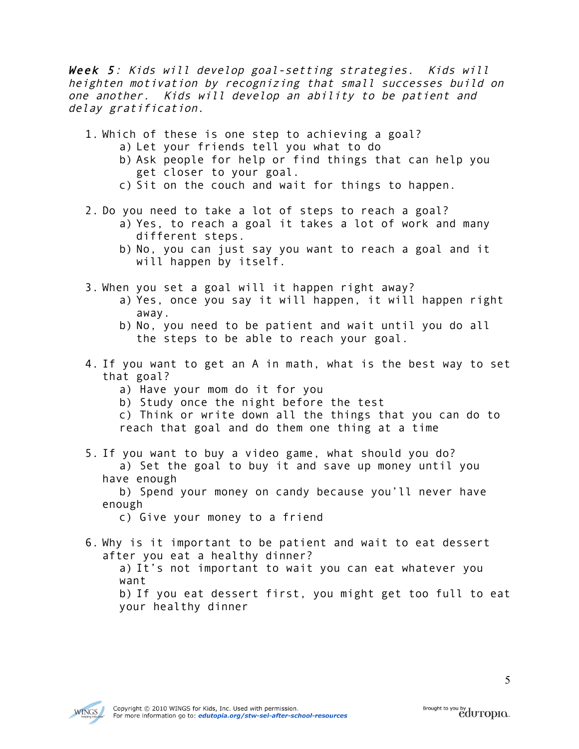***Week 5**: Kids will develop goal-setting strategies. Kids will heighten motivation by recognizing that small successes build on one another. Kids will develop an ability to be patient and delay gratification.*

1. Which of these is one step to achieving a goal?
   a) Let your friends tell you what to do
   b) Ask people for help or find things that can help you get closer to your goal.
   c) Sit on the couch and wait for things to happen.

2. Do you need to take a lot of steps to reach a goal?
   a) Yes, to reach a goal it takes a lot of work and many different steps.
   b) No, you can just say you want to reach a goal and it will happen by itself.

3. When you set a goal will it happen right away?
   a) Yes, once you say it will happen, it will happen right away.
   b) No, you need to be patient and wait until you do all the steps to be able to reach your goal.

4. If you want to get an A in math, what is the best way to set that goal?
   a) Have your mom do it for you
   b) Study once the night before the test
   c) Think or write down all the things that you can do to reach that goal and do them one thing at a time

5. If you want to buy a video game, what should you do?
   a) Set the goal to buy it and save up money until you have enough
   b) Spend your money on candy because you'll never have enough
   c) Give your money to a friend

6. Why is it important to be patient and wait to eat dessert after you eat a healthy dinner?
   a) It's not important to wait you can eat whatever you want
   b) If you eat dessert first, you might get too full to eat your healthy dinner

Copyright © 2010 WINGS for Kids, Inc. Used with permission.
For more information go to: ***edutopia.org/stw-sel-after-school-resources***

Brought to you by edutopia.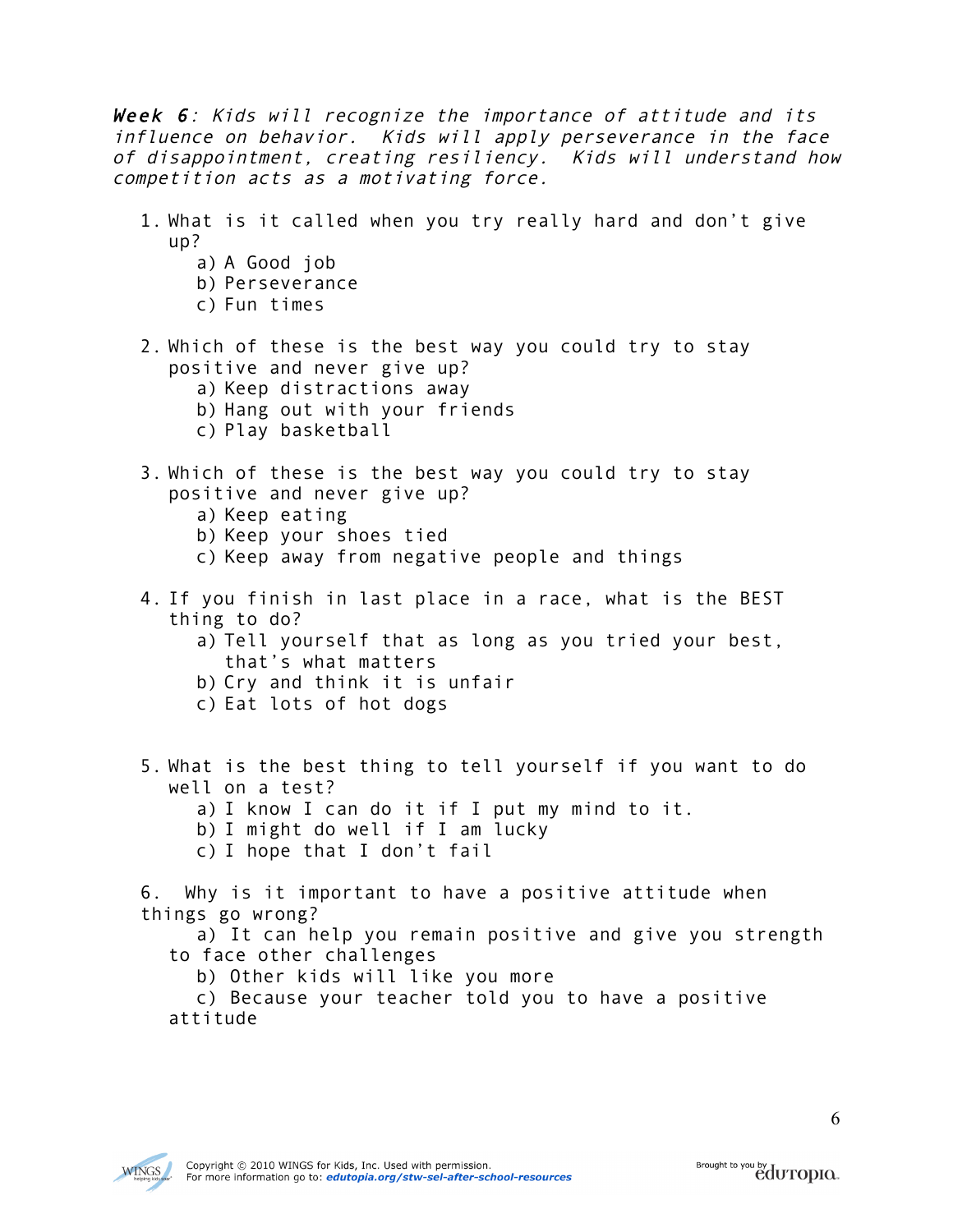***Week 6****: Kids will recognize the importance of attitude and its influence on behavior. Kids will apply perseverance in the face of disappointment, creating resiliency. Kids will understand how competition acts as a motivating force.*

1. What is it called when you try really hard and don't give up?
   a) A Good job
   b) Perseverance
   c) Fun times

2. Which of these is the best way you could try to stay positive and never give up?
   a) Keep distractions away
   b) Hang out with your friends
   c) Play basketball

3. Which of these is the best way you could try to stay positive and never give up?
   a) Keep eating
   b) Keep your shoes tied
   c) Keep away from negative people and things

4. If you finish in last place in a race, what is the BEST thing to do?
   a) Tell yourself that as long as you tried your best, that's what matters
   b) Cry and think it is unfair
   c) Eat lots of hot dogs

5. What is the best thing to tell yourself if you want to do well on a test?
   a) I know I can do it if I put my mind to it.
   b) I might do well if I am lucky
   c) I hope that I don't fail

6. Why is it important to have a positive attitude when things go wrong?
   a) It can help you remain positive and give you strength to face other challenges
   b) Other kids will like you more
   c) Because your teacher told you to have a positive attitude

Copyright © 2010 WINGS for Kids, Inc. Used with permission.
For more information go to: ***edutopia.org/stw-sel-after-school-resources***

Brought to you by edutopia.